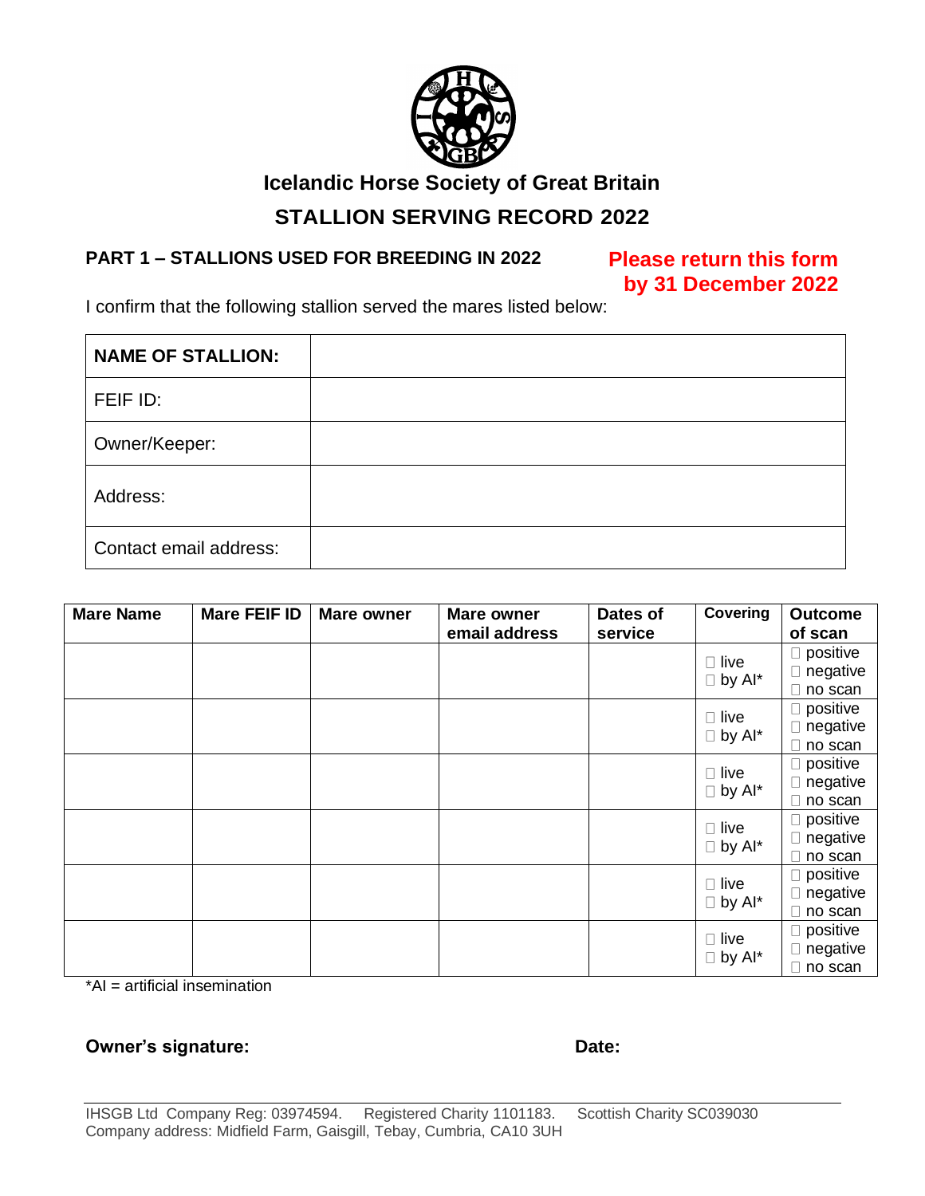# Icelandic Horse Society of Great Britain

## STALLION SERVING RECORD 2022

### PART 1 – STALLIONS USED FOR BREEDING IN 2022

**Please return this form by 31 December 2022**

I confirm that the following stallion served the mares listed below:

| **NAME OF STALLION:** | |
|---|---|
| FEIF ID: | |
| Owner/Keeper: | |
| Address: | |
| Contact email address: | |

| Mare Name | Mare FEIF ID | Mare owner | Mare owner email address | Dates of service | Covering | Outcome of scan |
|---|---|---|---|---|---|---|
| | | | | | ☐ live ☐ by AI* | ☐ positive ☐ negative ☐ no scan |
| | | | | | ☐ live ☐ by AI* | ☐ positive ☐ negative ☐ no scan |
| | | | | | ☐ live ☐ by AI* | ☐ positive ☐ negative ☐ no scan |
| | | | | | ☐ live ☐ by AI* | ☐ positive ☐ negative ☐ no scan |
| | | | | | ☐ live ☐ by AI* | ☐ positive ☐ negative ☐ no scan |
| | | | | | ☐ live ☐ by AI* | ☐ positive ☐ negative ☐ no scan |

*AI = artificial insemination

**Owner's signature:** **Date:**

IHSGB Ltd Company Reg: 03974594. Registered Charity 1101183. Scottish Charity SC039030
Company address: Midfield Farm, Gaisgill, Tebay, Cumbria, CA10 3UH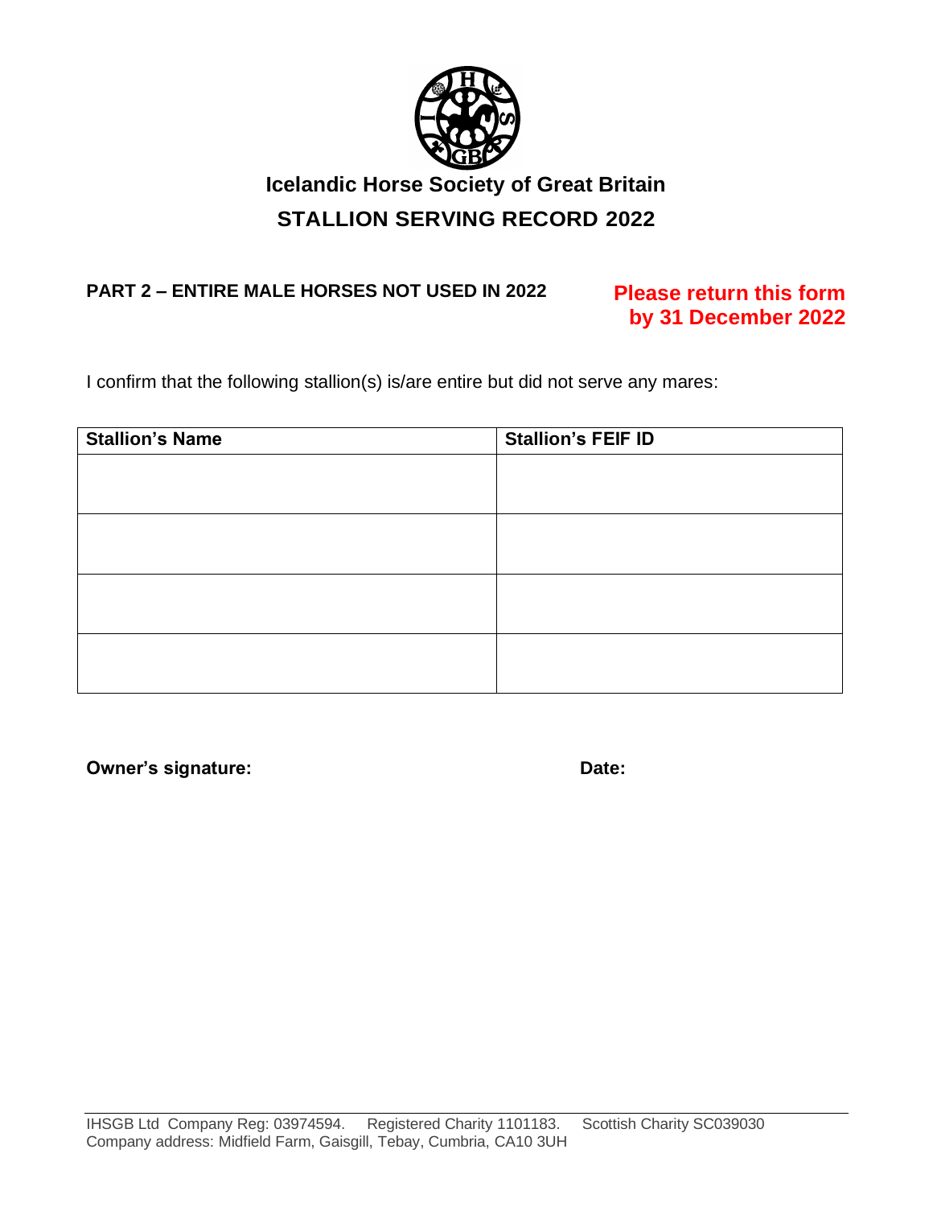# Icelandic Horse Society of Great Britain

## STALLION SERVING RECORD 2022

**PART 2 – ENTIRE MALE HORSES NOT USED IN 2022**

**Please return this form by 31 December 2022**

I confirm that the following stallion(s) is/are entire but did not serve any mares:

| Stallion's Name | Stallion's FEIF ID |
| --- | --- |
| | |
| | |
| | |
| | |

**Owner's signature:** **Date:**

IHSGB Ltd Company Reg: 03974594. Registered Charity 1101183. Scottish Charity SC039030
Company address: Midfield Farm, Gaisgill, Tebay, Cumbria, CA10 3UH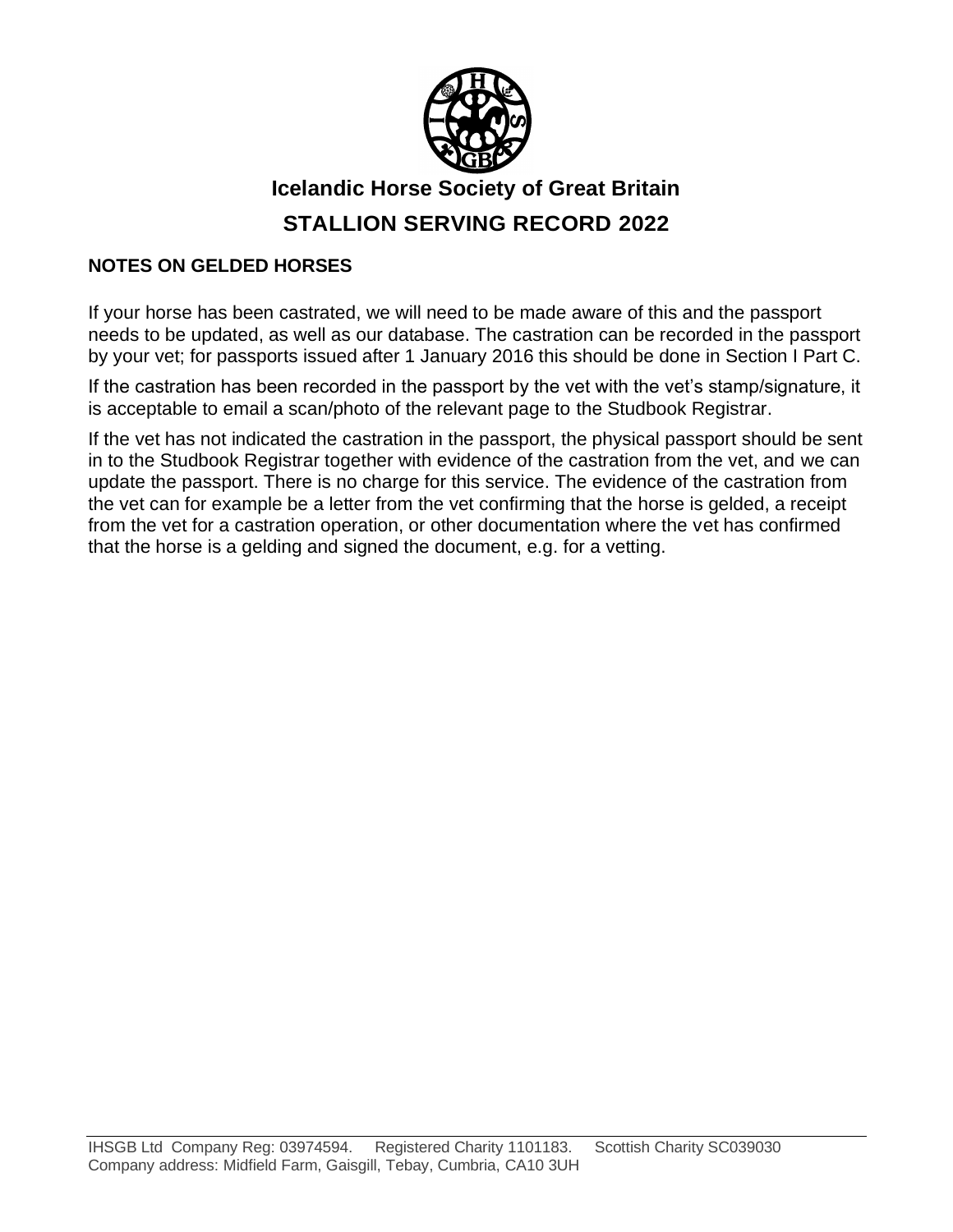# Icelandic Horse Society of Great Britain

## STALLION SERVING RECORD 2022

### NOTES ON GELDED HORSES

If your horse has been castrated, we will need to be made aware of this and the passport needs to be updated, as well as our database. The castration can be recorded in the passport by your vet; for passports issued after 1 January 2016 this should be done in Section I Part C.

If the castration has been recorded in the passport by the vet with the vet's stamp/signature, it is acceptable to email a scan/photo of the relevant page to the Studbook Registrar.

If the vet has not indicated the castration in the passport, the physical passport should be sent in to the Studbook Registrar together with evidence of the castration from the vet, and we can update the passport. There is no charge for this service. The evidence of the castration from the vet can for example be a letter from the vet confirming that the horse is gelded, a receipt from the vet for a castration operation, or other documentation where the vet has confirmed that the horse is a gelding and signed the document, e.g. for a vetting.

IHSGB Ltd Company Reg: 03974594. Registered Charity 1101183. Scottish Charity SC039030
Company address: Midfield Farm, Gaisgill, Tebay, Cumbria, CA10 3UH